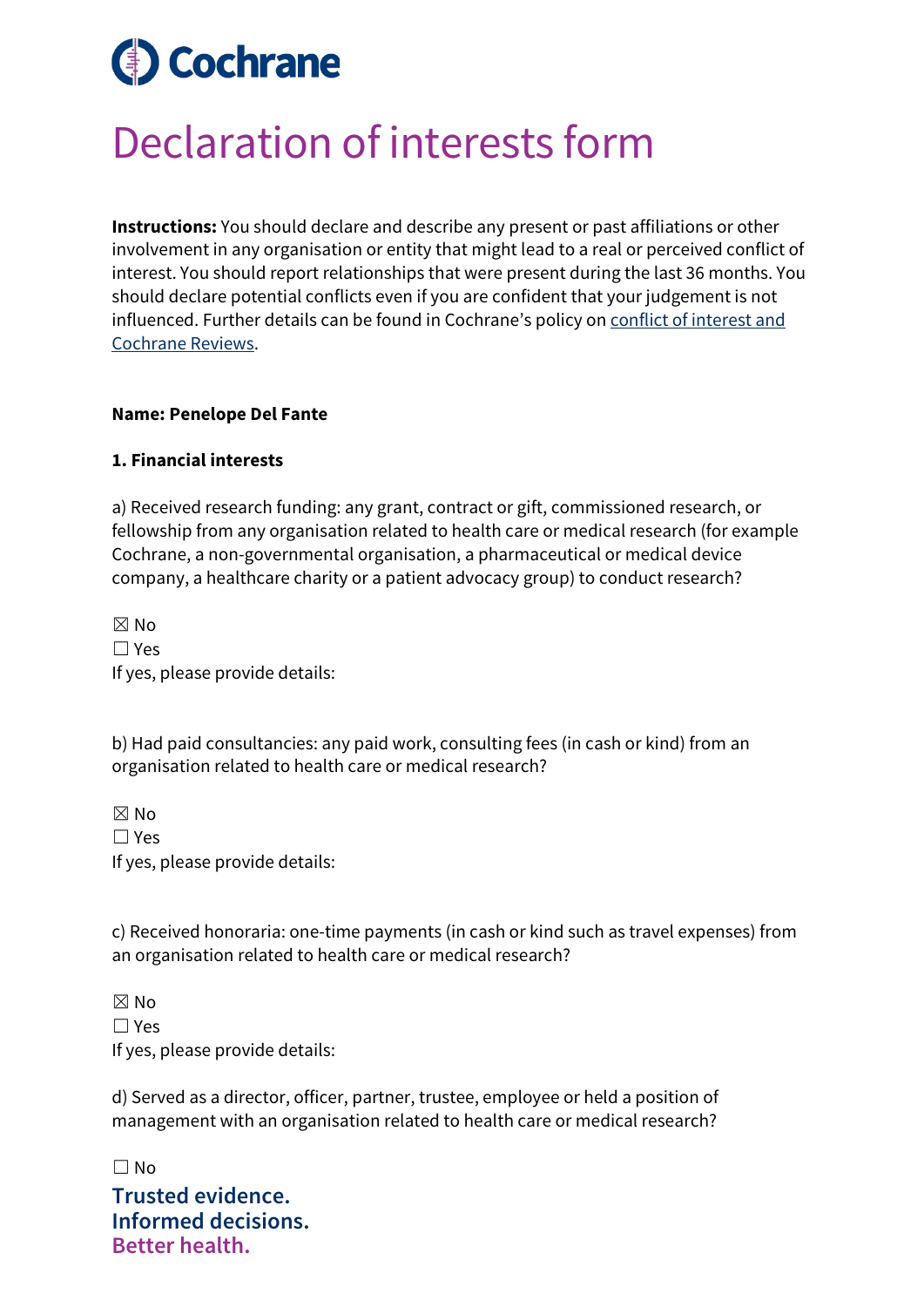Cochrane

# Declaration of interests form

**Instructions:** You should declare and describe any present or past affiliations or other involvement in any organisation or entity that might lead to a real or perceived conflict of interest. You should report relationships that were present during the last 36 months. You should declare potential conflicts even if you are confident that your judgement is not influenced. Further details can be found in Cochrane's policy on [conflict of interest and Cochrane Reviews](#).

**Name: Penelope Del Fante**

**1. Financial interests**

a) Received research funding: any grant, contract or gift, commissioned research, or fellowship from any organisation related to health care or medical research (for example Cochrane, a non-governmental organisation, a pharmaceutical or medical device company, a healthcare charity or a patient advocacy group) to conduct research?

☒ No
☐ Yes
If yes, please provide details:

b) Had paid consultancies: any paid work, consulting fees (in cash or kind) from an organisation related to health care or medical research?

☒ No
☐ Yes
If yes, please provide details:

c) Received honoraria: one-time payments (in cash or kind such as travel expenses) from an organisation related to health care or medical research?

☒ No
☐ Yes
If yes, please provide details:

d) Served as a director, officer, partner, trustee, employee or held a position of management with an organisation related to health care or medical research?

☐ No

Trusted evidence.
Informed decisions.
Better health.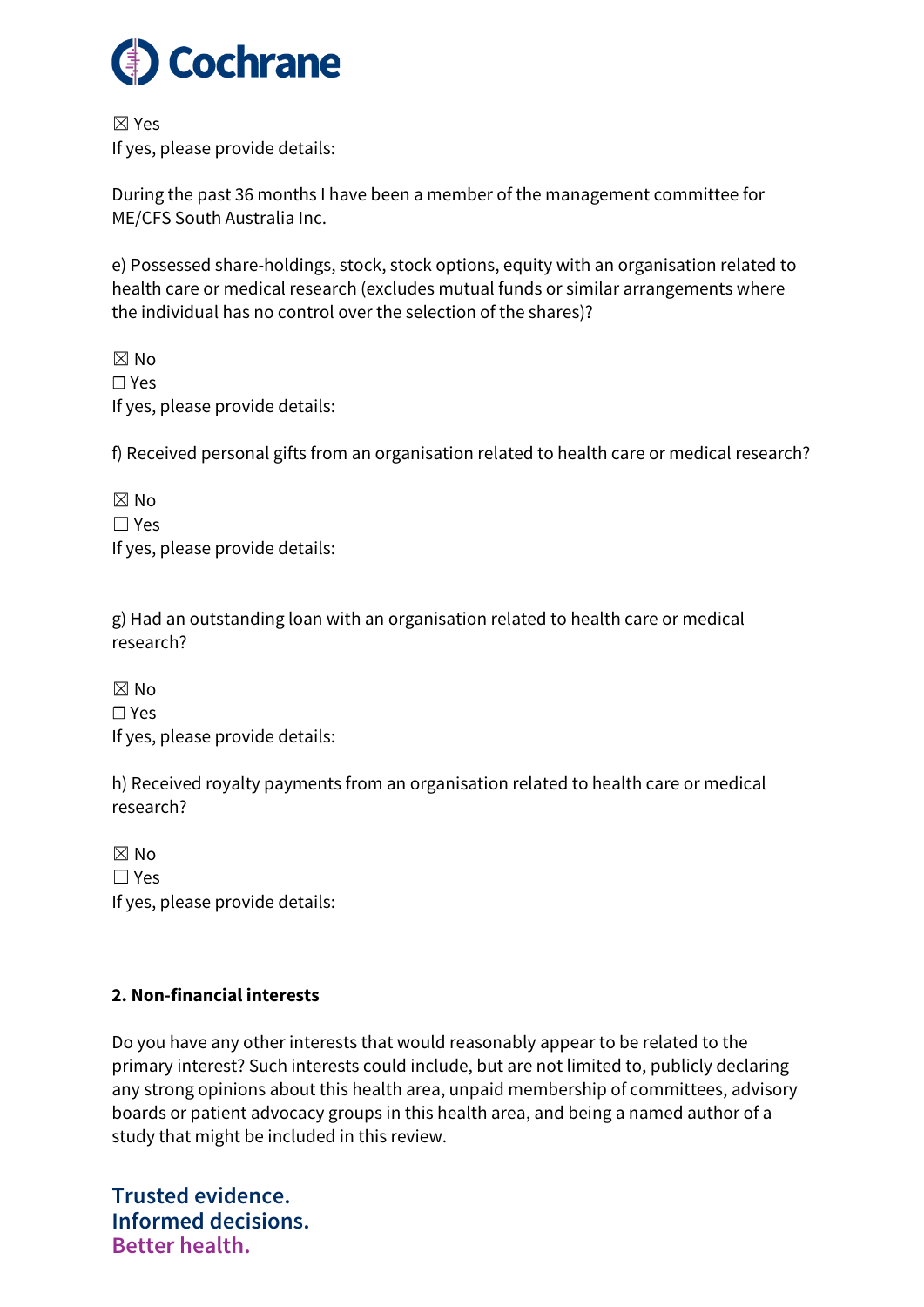☒ Yes
If yes, please provide details:

During the past 36 months I have been a member of the management committee for ME/CFS South Australia Inc.

e) Possessed share-holdings, stock, stock options, equity with an organisation related to health care or medical research (excludes mutual funds or similar arrangements where the individual has no control over the selection of the shares)?

☒ No
☐ Yes
If yes, please provide details:

f) Received personal gifts from an organisation related to health care or medical research?

☒ No
☐ Yes
If yes, please provide details:

g) Had an outstanding loan with an organisation related to health care or medical research?

☒ No
☐ Yes
If yes, please provide details:

h) Received royalty payments from an organisation related to health care or medical research?

☒ No
☐ Yes
If yes, please provide details:

**2. Non-financial interests**

Do you have any other interests that would reasonably appear to be related to the primary interest? Such interests could include, but are not limited to, publicly declaring any strong opinions about this health area, unpaid membership of committees, advisory boards or patient advocacy groups in this health area, and being a named author of a study that might be included in this review.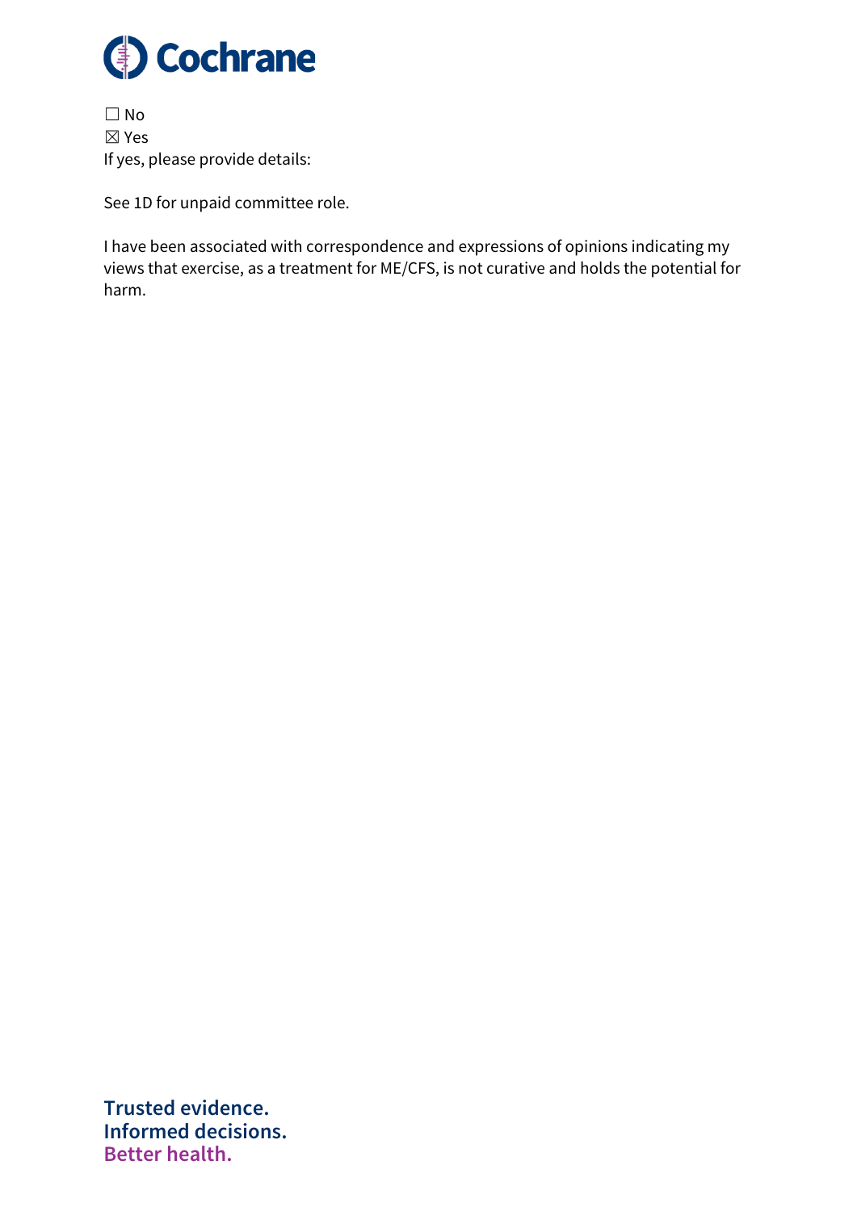☐ No
☒ Yes
If yes, please provide details:

See 1D for unpaid committee role.

I have been associated with correspondence and expressions of opinions indicating my views that exercise, as a treatment for ME/CFS, is not curative and holds the potential for harm.